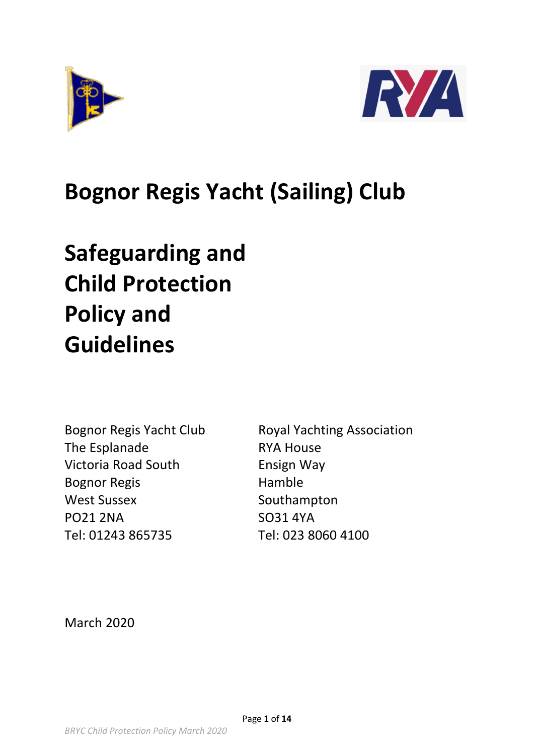# Bognor Regis Yacht (Sailing) Club

# Safeguarding and Child Protection Policy and Guidelines

Bognor Regis Yacht Club
The Esplanade
Victoria Road South
Bognor Regis
West Sussex
PO21 2NA
Tel: 01243 865735

Royal Yachting Association
RYA House
Ensign Way
Hamble
Southampton
SO31 4YA
Tel: 023 8060 4100

March 2020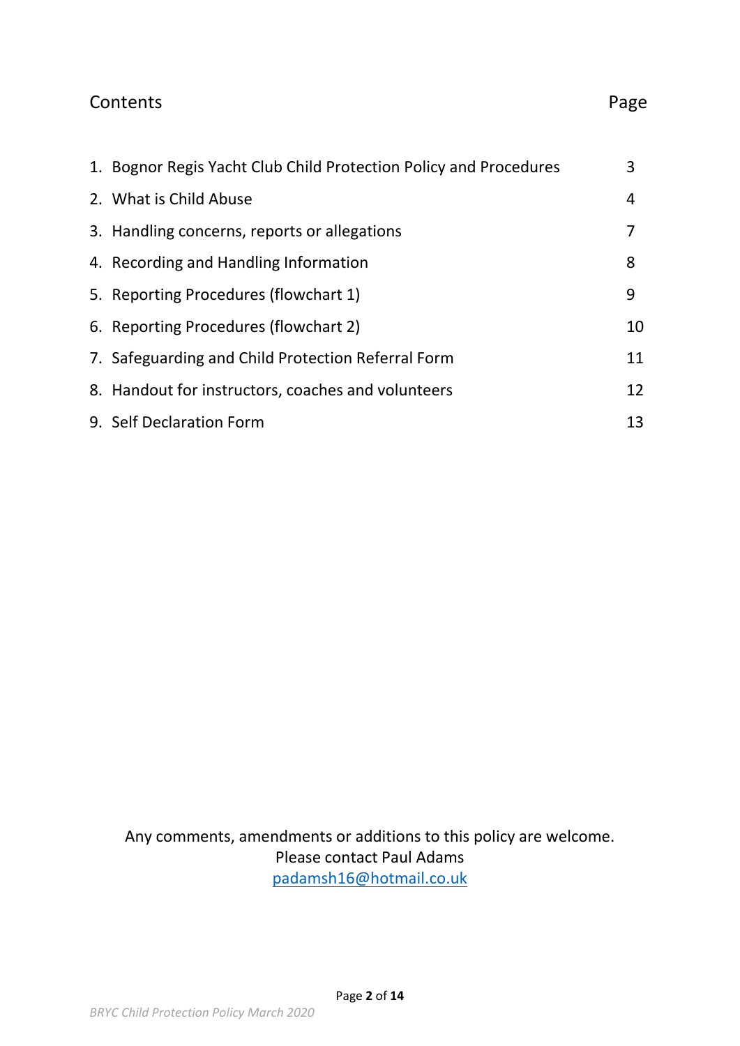## Contents

| Contents | Page |
|---|---|
| 1. Bognor Regis Yacht Club Child Protection Policy and Procedures | 3 |
| 2. What is Child Abuse | 4 |
| 3. Handling concerns, reports or allegations | 7 |
| 4. Recording and Handling Information | 8 |
| 5. Reporting Procedures (flowchart 1) | 9 |
| 6. Reporting Procedures (flowchart 2) | 10 |
| 7. Safeguarding and Child Protection Referral Form | 11 |
| 8. Handout for instructors, coaches and volunteers | 12 |
| 9. Self Declaration Form | 13 |

Any comments, amendments or additions to this policy are welcome.
Please contact Paul Adams
padamsh16@hotmail.co.uk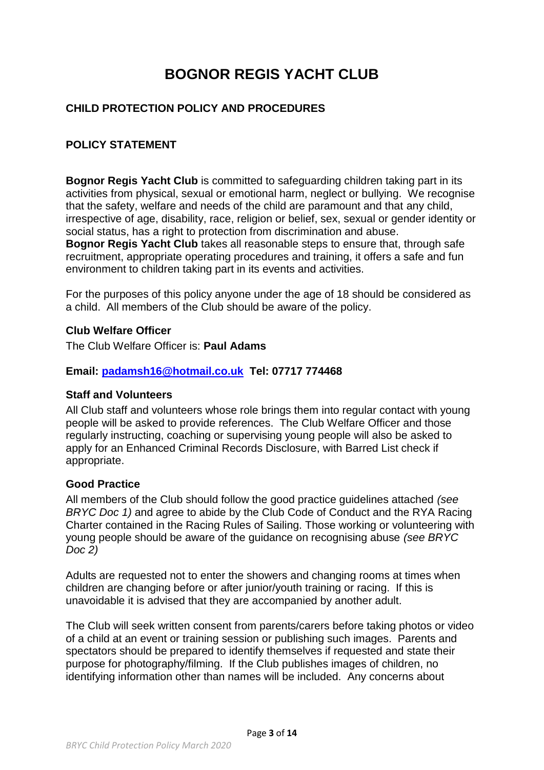# BOGNOR REGIS YACHT CLUB

## CHILD PROTECTION POLICY AND PROCEDURES

## POLICY STATEMENT

**Bognor Regis Yacht Club** is committed to safeguarding children taking part in its activities from physical, sexual or emotional harm, neglect or bullying. We recognise that the safety, welfare and needs of the child are paramount and that any child, irrespective of age, disability, race, religion or belief, sex, sexual or gender identity or social status, has a right to protection from discrimination and abuse.
**Bognor Regis Yacht Club** takes all reasonable steps to ensure that, through safe recruitment, appropriate operating procedures and training, it offers a safe and fun environment to children taking part in its events and activities.

For the purposes of this policy anyone under the age of 18 should be considered as a child. All members of the Club should be aware of the policy.

### Club Welfare Officer

The Club Welfare Officer is: **Paul Adams**

**Email: padamsh16@hotmail.co.uk Tel: 07717 774468**

### Staff and Volunteers

All Club staff and volunteers whose role brings them into regular contact with young people will be asked to provide references. The Club Welfare Officer and those regularly instructing, coaching or supervising young people will also be asked to apply for an Enhanced Criminal Records Disclosure, with Barred List check if appropriate.

### Good Practice

All members of the Club should follow the good practice guidelines attached *(see BRYC Doc 1)* and agree to abide by the Club Code of Conduct and the RYA Racing Charter contained in the Racing Rules of Sailing. Those working or volunteering with young people should be aware of the guidance on recognising abuse *(see BRYC Doc 2)*

Adults are requested not to enter the showers and changing rooms at times when children are changing before or after junior/youth training or racing. If this is unavoidable it is advised that they are accompanied by another adult.

The Club will seek written consent from parents/carers before taking photos or video of a child at an event or training session or publishing such images. Parents and spectators should be prepared to identify themselves if requested and state their purpose for photography/filming. If the Club publishes images of children, no identifying information other than names will be included. Any concerns about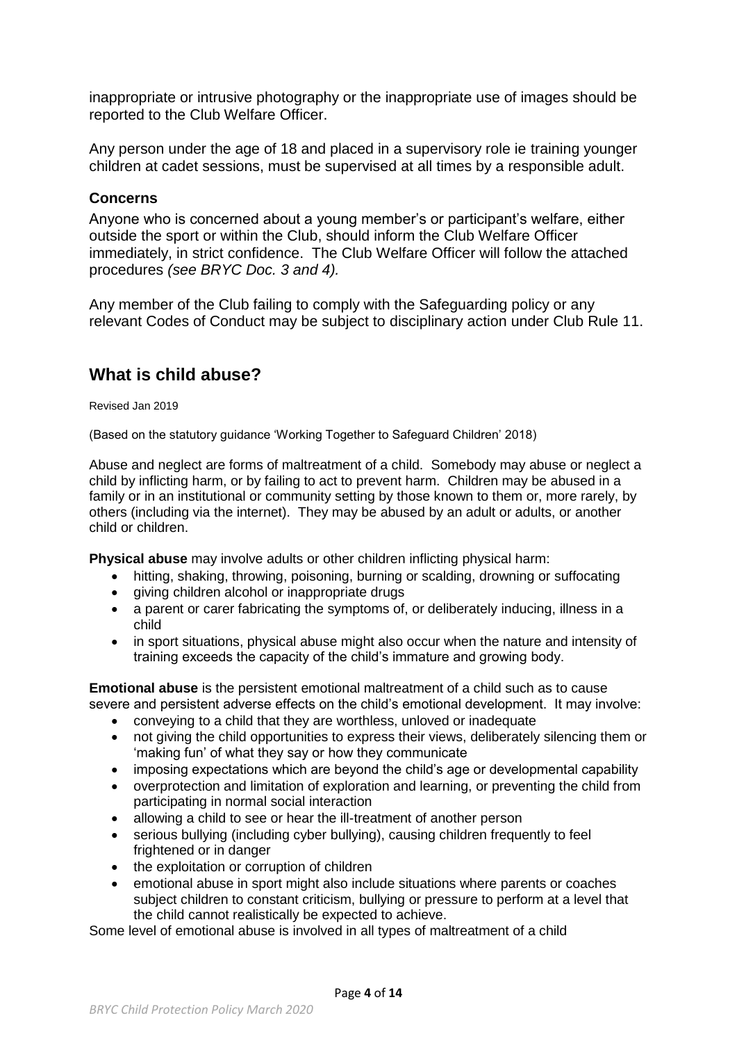inappropriate or intrusive photography or the inappropriate use of images should be reported to the Club Welfare Officer.

Any person under the age of 18 and placed in a supervisory role ie training younger children at cadet sessions, must be supervised at all times by a responsible adult.

### Concerns

Anyone who is concerned about a young member's or participant's welfare, either outside the sport or within the Club, should inform the Club Welfare Officer immediately, in strict confidence. The Club Welfare Officer will follow the attached procedures *(see BRYC Doc. 3 and 4).*

Any member of the Club failing to comply with the Safeguarding policy or any relevant Codes of Conduct may be subject to disciplinary action under Club Rule 11.

## What is child abuse?

Revised Jan 2019

(Based on the statutory guidance 'Working Together to Safeguard Children' 2018)

Abuse and neglect are forms of maltreatment of a child. Somebody may abuse or neglect a child by inflicting harm, or by failing to act to prevent harm. Children may be abused in a family or in an institutional or community setting by those known to them or, more rarely, by others (including via the internet). They may be abused by an adult or adults, or another child or children.

**Physical abuse** may involve adults or other children inflicting physical harm:

- hitting, shaking, throwing, poisoning, burning or scalding, drowning or suffocating
- giving children alcohol or inappropriate drugs
- a parent or carer fabricating the symptoms of, or deliberately inducing, illness in a child
- in sport situations, physical abuse might also occur when the nature and intensity of training exceeds the capacity of the child's immature and growing body.

**Emotional abuse** is the persistent emotional maltreatment of a child such as to cause severe and persistent adverse effects on the child's emotional development. It may involve:

- conveying to a child that they are worthless, unloved or inadequate
- not giving the child opportunities to express their views, deliberately silencing them or 'making fun' of what they say or how they communicate
- imposing expectations which are beyond the child's age or developmental capability
- overprotection and limitation of exploration and learning, or preventing the child from participating in normal social interaction
- allowing a child to see or hear the ill-treatment of another person
- serious bullying (including cyber bullying), causing children frequently to feel frightened or in danger
- the exploitation or corruption of children
- emotional abuse in sport might also include situations where parents or coaches subject children to constant criticism, bullying or pressure to perform at a level that the child cannot realistically be expected to achieve.

Some level of emotional abuse is involved in all types of maltreatment of a child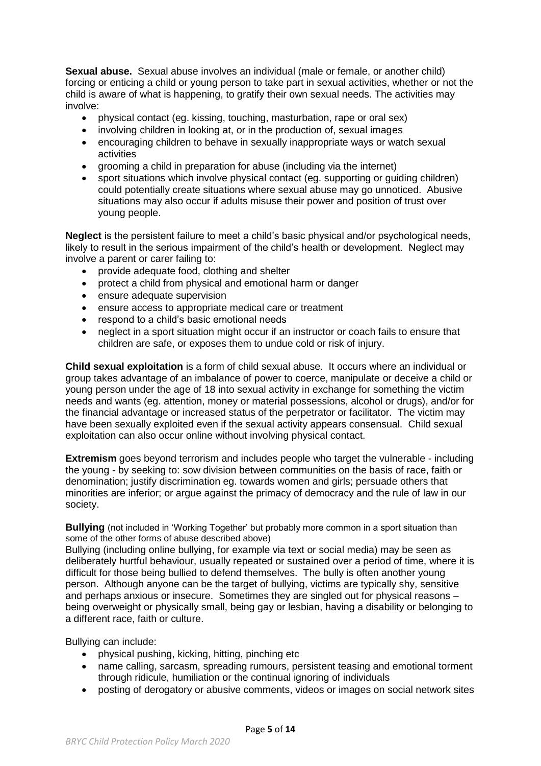**Sexual abuse.** Sexual abuse involves an individual (male or female, or another child) forcing or enticing a child or young person to take part in sexual activities, whether or not the child is aware of what is happening, to gratify their own sexual needs. The activities may involve:

- physical contact (eg. kissing, touching, masturbation, rape or oral sex)
- involving children in looking at, or in the production of, sexual images
- encouraging children to behave in sexually inappropriate ways or watch sexual activities
- grooming a child in preparation for abuse (including via the internet)
- sport situations which involve physical contact (eg. supporting or guiding children) could potentially create situations where sexual abuse may go unnoticed. Abusive situations may also occur if adults misuse their power and position of trust over young people.

**Neglect** is the persistent failure to meet a child's basic physical and/or psychological needs, likely to result in the serious impairment of the child's health or development. Neglect may involve a parent or carer failing to:

- provide adequate food, clothing and shelter
- protect a child from physical and emotional harm or danger
- ensure adequate supervision
- ensure access to appropriate medical care or treatment
- respond to a child's basic emotional needs
- neglect in a sport situation might occur if an instructor or coach fails to ensure that children are safe, or exposes them to undue cold or risk of injury.

**Child sexual exploitation** is a form of child sexual abuse. It occurs where an individual or group takes advantage of an imbalance of power to coerce, manipulate or deceive a child or young person under the age of 18 into sexual activity in exchange for something the victim needs and wants (eg. attention, money or material possessions, alcohol or drugs), and/or for the financial advantage or increased status of the perpetrator or facilitator. The victim may have been sexually exploited even if the sexual activity appears consensual. Child sexual exploitation can also occur online without involving physical contact.

**Extremism** goes beyond terrorism and includes people who target the vulnerable - including the young - by seeking to: sow division between communities on the basis of race, faith or denomination; justify discrimination eg. towards women and girls; persuade others that minorities are inferior; or argue against the primacy of democracy and the rule of law in our society.

**Bullying** (not included in 'Working Together' but probably more common in a sport situation than some of the other forms of abuse described above)

Bullying (including online bullying, for example via text or social media) may be seen as deliberately hurtful behaviour, usually repeated or sustained over a period of time, where it is difficult for those being bullied to defend themselves. The bully is often another young person. Although anyone can be the target of bullying, victims are typically shy, sensitive and perhaps anxious or insecure. Sometimes they are singled out for physical reasons – being overweight or physically small, being gay or lesbian, having a disability or belonging to a different race, faith or culture.

Bullying can include:

- physical pushing, kicking, hitting, pinching etc
- name calling, sarcasm, spreading rumours, persistent teasing and emotional torment through ridicule, humiliation or the continual ignoring of individuals
- posting of derogatory or abusive comments, videos or images on social network sites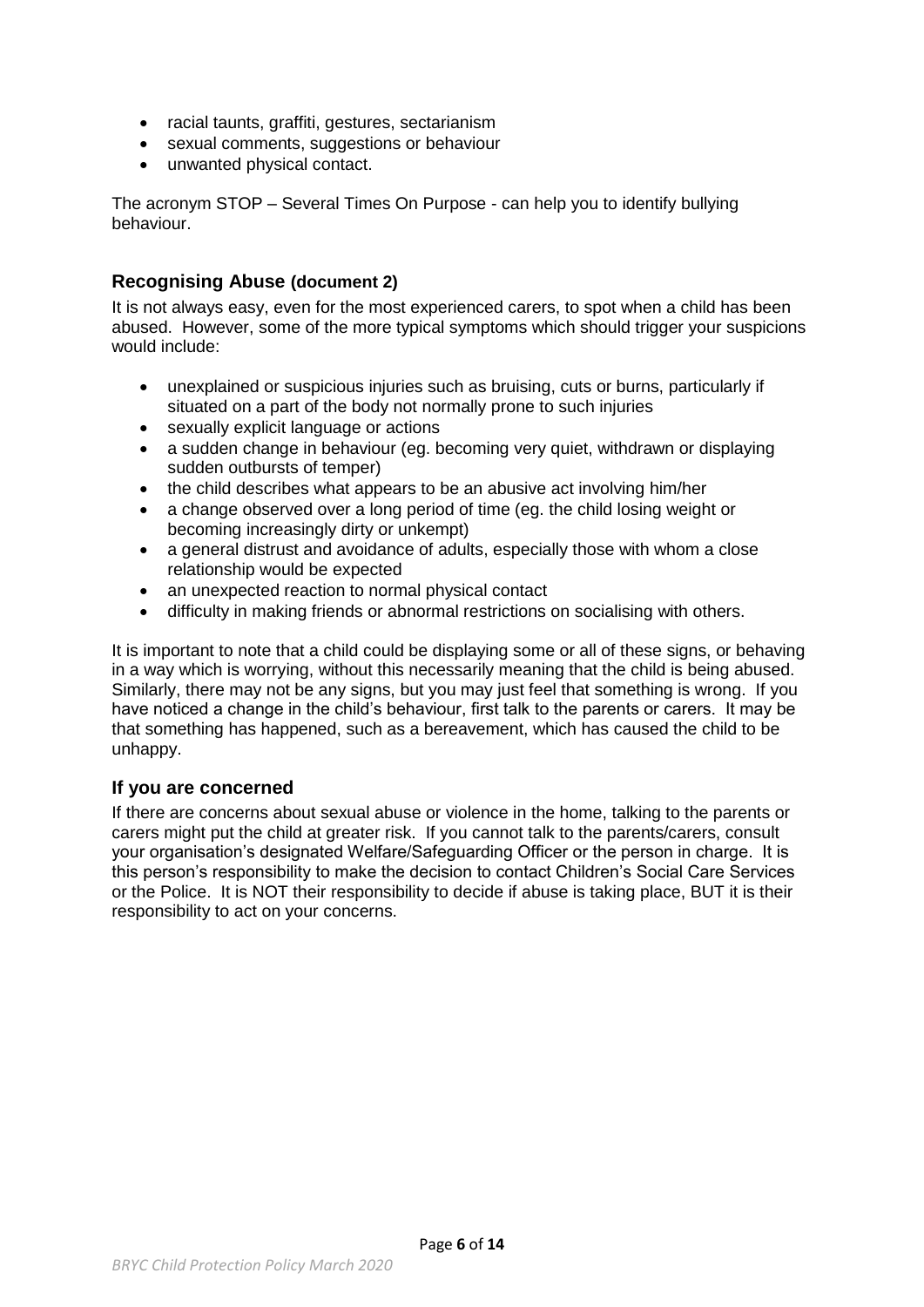- racial taunts, graffiti, gestures, sectarianism
- sexual comments, suggestions or behaviour
- unwanted physical contact.

The acronym STOP – Several Times On Purpose - can help you to identify bullying behaviour.

## Recognising Abuse (document 2)

It is not always easy, even for the most experienced carers, to spot when a child has been abused. However, some of the more typical symptoms which should trigger your suspicions would include:

- unexplained or suspicious injuries such as bruising, cuts or burns, particularly if situated on a part of the body not normally prone to such injuries
- sexually explicit language or actions
- a sudden change in behaviour (eg. becoming very quiet, withdrawn or displaying sudden outbursts of temper)
- the child describes what appears to be an abusive act involving him/her
- a change observed over a long period of time (eg. the child losing weight or becoming increasingly dirty or unkempt)
- a general distrust and avoidance of adults, especially those with whom a close relationship would be expected
- an unexpected reaction to normal physical contact
- difficulty in making friends or abnormal restrictions on socialising with others.

It is important to note that a child could be displaying some or all of these signs, or behaving in a way which is worrying, without this necessarily meaning that the child is being abused. Similarly, there may not be any signs, but you may just feel that something is wrong. If you have noticed a change in the child's behaviour, first talk to the parents or carers. It may be that something has happened, such as a bereavement, which has caused the child to be unhappy.

## If you are concerned

If there are concerns about sexual abuse or violence in the home, talking to the parents or carers might put the child at greater risk. If you cannot talk to the parents/carers, consult your organisation's designated Welfare/Safeguarding Officer or the person in charge. It is this person's responsibility to make the decision to contact Children's Social Care Services or the Police. It is NOT their responsibility to decide if abuse is taking place, BUT it is their responsibility to act on your concerns.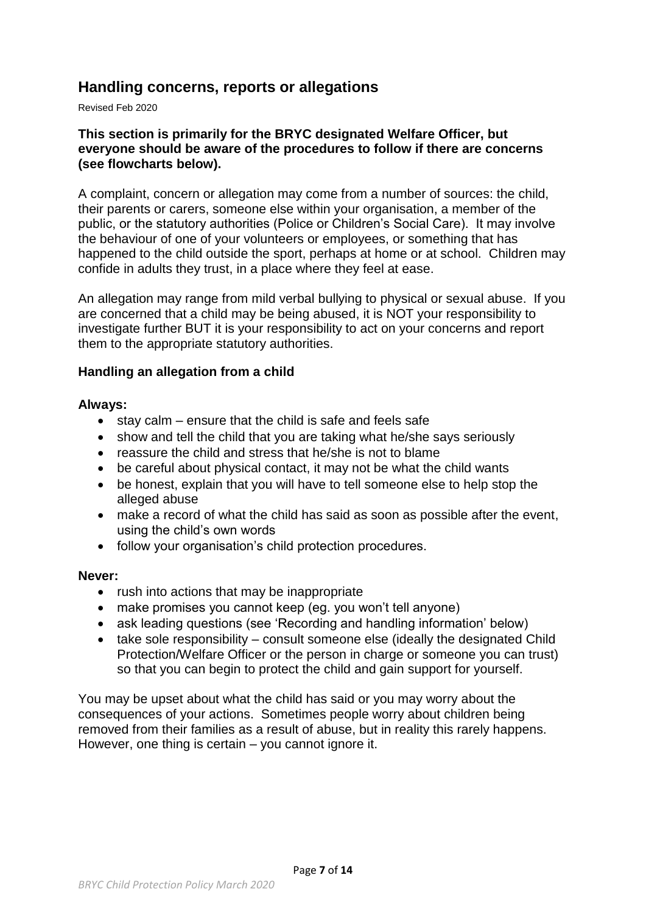## Handling concerns, reports or allegations

Revised Feb 2020

**This section is primarily for the BRYC designated Welfare Officer, but everyone should be aware of the procedures to follow if there are concerns (see flowcharts below).**

A complaint, concern or allegation may come from a number of sources: the child, their parents or carers, someone else within your organisation, a member of the public, or the statutory authorities (Police or Children's Social Care). It may involve the behaviour of one of your volunteers or employees, or something that has happened to the child outside the sport, perhaps at home or at school. Children may confide in adults they trust, in a place where they feel at ease.

An allegation may range from mild verbal bullying to physical or sexual abuse. If you are concerned that a child may be being abused, it is NOT your responsibility to investigate further BUT it is your responsibility to act on your concerns and report them to the appropriate statutory authorities.

### Handling an allegation from a child

**Always:**

- stay calm – ensure that the child is safe and feels safe
- show and tell the child that you are taking what he/she says seriously
- reassure the child and stress that he/she is not to blame
- be careful about physical contact, it may not be what the child wants
- be honest, explain that you will have to tell someone else to help stop the alleged abuse
- make a record of what the child has said as soon as possible after the event, using the child's own words
- follow your organisation's child protection procedures.

**Never:**

- rush into actions that may be inappropriate
- make promises you cannot keep (eg. you won't tell anyone)
- ask leading questions (see 'Recording and handling information' below)
- take sole responsibility – consult someone else (ideally the designated Child Protection/Welfare Officer or the person in charge or someone you can trust) so that you can begin to protect the child and gain support for yourself.

You may be upset about what the child has said or you may worry about the consequences of your actions. Sometimes people worry about children being removed from their families as a result of abuse, but in reality this rarely happens. However, one thing is certain – you cannot ignore it.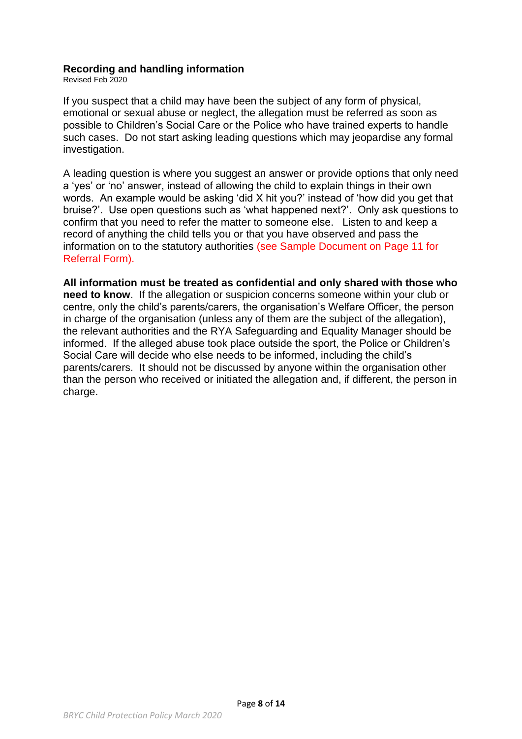### Recording and handling information

Revised Feb 2020

If you suspect that a child may have been the subject of any form of physical, emotional or sexual abuse or neglect, the allegation must be referred as soon as possible to Children's Social Care or the Police who have trained experts to handle such cases. Do not start asking leading questions which may jeopardise any formal investigation.

A leading question is where you suggest an answer or provide options that only need a 'yes' or 'no' answer, instead of allowing the child to explain things in their own words. An example would be asking 'did X hit you?' instead of 'how did you get that bruise?'. Use open questions such as 'what happened next?'. Only ask questions to confirm that you need to refer the matter to someone else. Listen to and keep a record of anything the child tells you or that you have observed and pass the information on to the statutory authorities (see Sample Document on Page 11 for Referral Form).

**All information must be treated as confidential and only shared with those who need to know**. If the allegation or suspicion concerns someone within your club or centre, only the child's parents/carers, the organisation's Welfare Officer, the person in charge of the organisation (unless any of them are the subject of the allegation), the relevant authorities and the RYA Safeguarding and Equality Manager should be informed. If the alleged abuse took place outside the sport, the Police or Children's Social Care will decide who else needs to be informed, including the child's parents/carers. It should not be discussed by anyone within the organisation other than the person who received or initiated the allegation and, if different, the person in charge.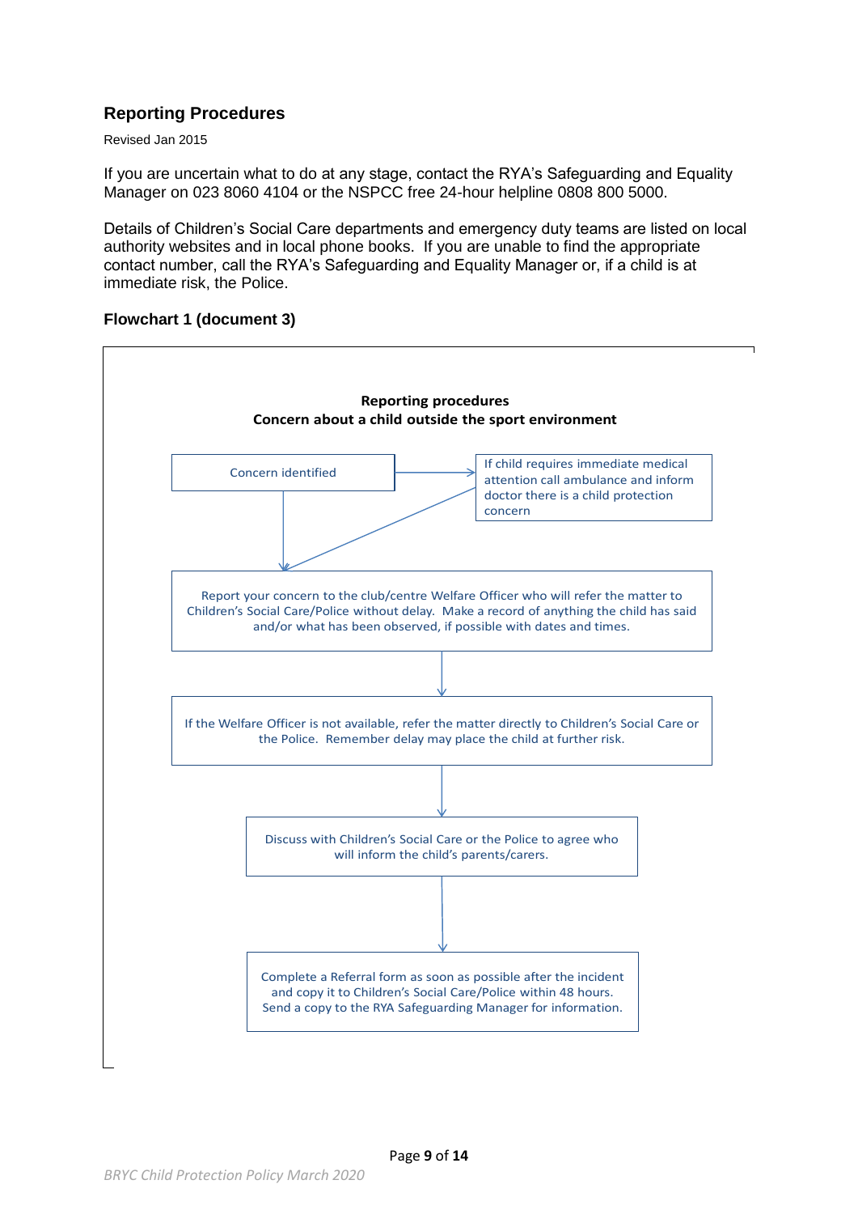## Reporting Procedures

Revised Jan 2015

If you are uncertain what to do at any stage, contact the RYA's Safeguarding and Equality Manager on 023 8060 4104 or the NSPCC free 24-hour helpline 0808 800 5000.

Details of Children's Social Care departments and emergency duty teams are listed on local authority websites and in local phone books. If you are unable to find the appropriate contact number, call the RYA's Safeguarding and Equality Manager or, if a child is at immediate risk, the Police.

### Flowchart 1 (document 3)

**Reporting procedures**
**Concern about a child outside the sport environment**

Concern identified

If child requires immediate medical attention call ambulance and inform doctor there is a child protection concern

Report your concern to the club/centre Welfare Officer who will refer the matter to Children's Social Care/Police without delay. Make a record of anything the child has said and/or what has been observed, if possible with dates and times.

If the Welfare Officer is not available, refer the matter directly to Children's Social Care or the Police. Remember delay may place the child at further risk.

Discuss with Children's Social Care or the Police to agree who will inform the child's parents/carers.

Complete a Referral form as soon as possible after the incident and copy it to Children's Social Care/Police within 48 hours. Send a copy to the RYA Safeguarding Manager for information.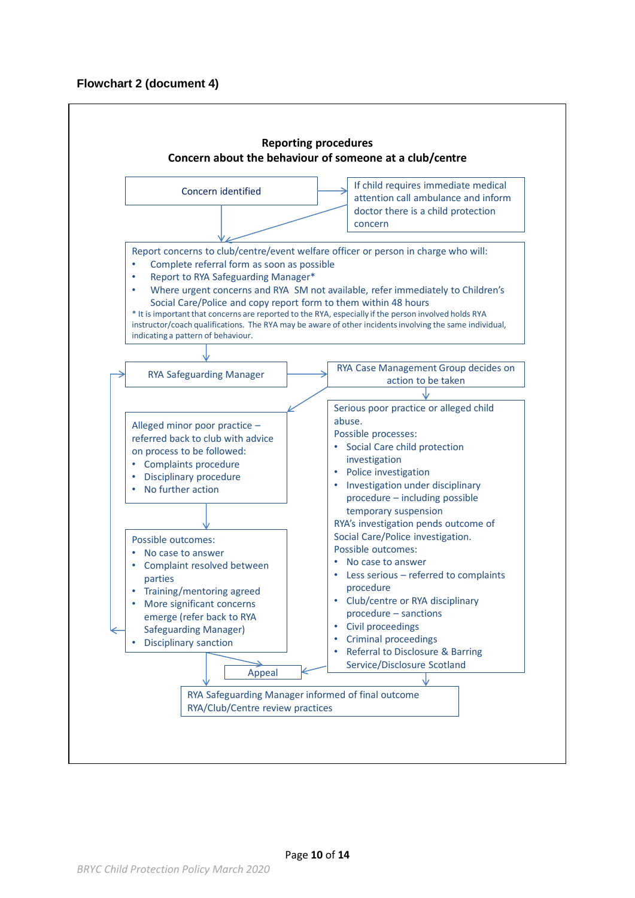**Flowchart 2 (document 4)**

**Reporting procedures**
**Concern about the behaviour of someone at a club/centre**

Concern identified

If child requires immediate medical attention call ambulance and inform doctor there is a child protection concern

Report concerns to club/centre/event welfare officer or person in charge who will:

- Complete referral form as soon as possible
- Report to RYA Safeguarding Manager*
- Where urgent concerns and RYA SM not available, refer immediately to Children's Social Care/Police and copy report form to them within 48 hours

\* It is important that concerns are reported to the RYA, especially if the person involved holds RYA instructor/coach qualifications. The RYA may be aware of other incidents involving the same individual, indicating a pattern of behaviour.

RYA Safeguarding Manager

RYA Case Management Group decides on action to be taken

Alleged minor poor practice – referred back to club with advice on process to be followed:

- Complaints procedure
- Disciplinary procedure
- No further action

Possible outcomes:

- No case to answer
- Complaint resolved between parties
- Training/mentoring agreed
- More significant concerns emerge (refer back to RYA Safeguarding Manager)
- Disciplinary sanction

Serious poor practice or alleged child abuse.
Possible processes:

- Social Care child protection investigation
- Police investigation
- Investigation under disciplinary procedure – including possible temporary suspension

RYA's investigation pends outcome of Social Care/Police investigation.
Possible outcomes:

- No case to answer
- Less serious – referred to complaints procedure
- Club/centre or RYA disciplinary procedure – sanctions
- Civil proceedings
- Criminal proceedings
- Referral to Disclosure & Barring Service/Disclosure Scotland

Appeal

RYA Safeguarding Manager informed of final outcome
RYA/Club/Centre review practices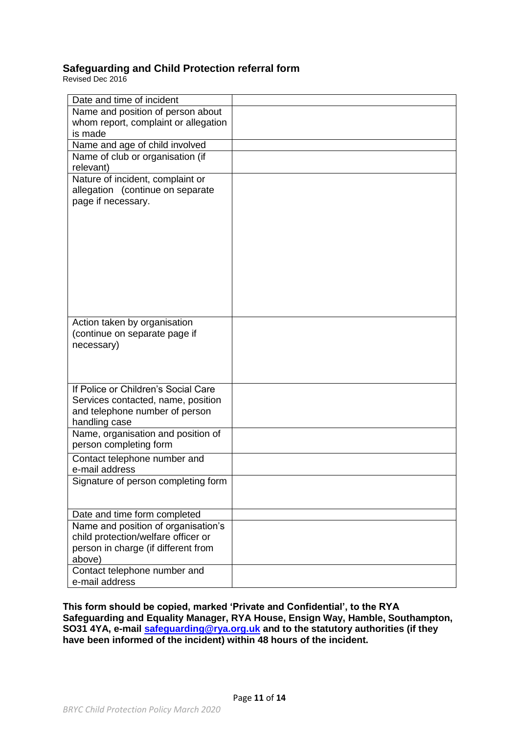## Safeguarding and Child Protection referral form

Revised Dec 2016

| | |
|---|---|
| Date and time of incident | |
| Name and position of person about whom report, complaint or allegation is made | |
| Name and age of child involved | |
| Name of club or organisation (if relevant) | |
| Nature of incident, complaint or allegation (continue on separate page if necessary. | |
| Action taken by organisation (continue on separate page if necessary) | |
| If Police or Children's Social Care Services contacted, name, position and telephone number of person handling case | |
| Name, organisation and position of person completing form | |
| Contact telephone number and e-mail address | |
| Signature of person completing form | |
| Date and time form completed | |
| Name and position of organisation's child protection/welfare officer or person in charge (if different from above) | |
| Contact telephone number and e-mail address | |

**This form should be copied, marked 'Private and Confidential', to the RYA Safeguarding and Equality Manager, RYA House, Ensign Way, Hamble, Southampton, SO31 4YA, e-mail [safeguarding@rya.org.uk](mailto:safeguarding@rya.org.uk) and to the statutory authorities (if they have been informed of the incident) within 48 hours of the incident.**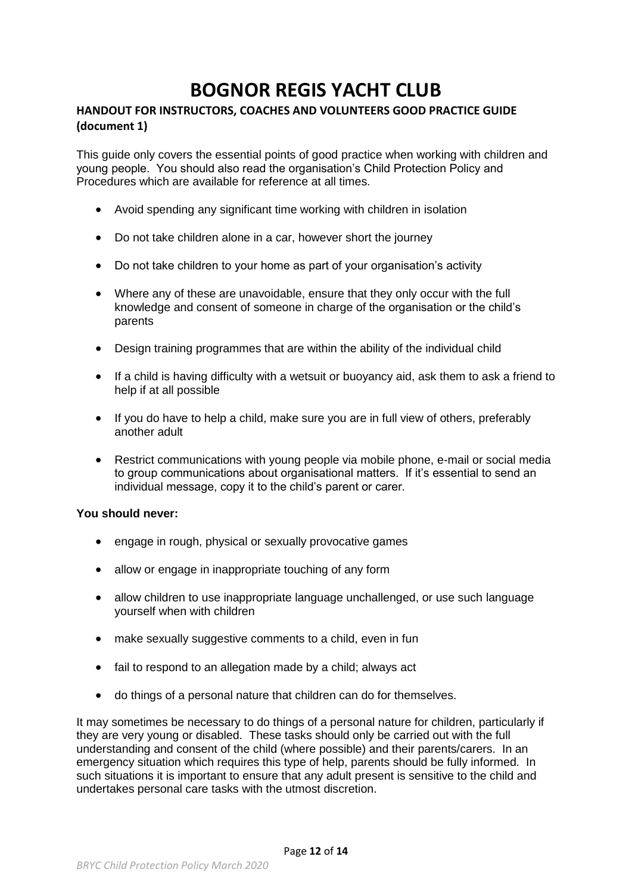# BOGNOR REGIS YACHT CLUB

### HANDOUT FOR INSTRUCTORS, COACHES AND VOLUNTEERS GOOD PRACTICE GUIDE (document 1)

This guide only covers the essential points of good practice when working with children and young people. You should also read the organisation's Child Protection Policy and Procedures which are available for reference at all times.

- Avoid spending any significant time working with children in isolation
- Do not take children alone in a car, however short the journey
- Do not take children to your home as part of your organisation's activity
- Where any of these are unavoidable, ensure that they only occur with the full knowledge and consent of someone in charge of the organisation or the child's parents
- Design training programmes that are within the ability of the individual child
- If a child is having difficulty with a wetsuit or buoyancy aid, ask them to ask a friend to help if at all possible
- If you do have to help a child, make sure you are in full view of others, preferably another adult
- Restrict communications with young people via mobile phone, e-mail or social media to group communications about organisational matters. If it's essential to send an individual message, copy it to the child's parent or carer.

**You should never:**

- engage in rough, physical or sexually provocative games
- allow or engage in inappropriate touching of any form
- allow children to use inappropriate language unchallenged, or use such language yourself when with children
- make sexually suggestive comments to a child, even in fun
- fail to respond to an allegation made by a child; always act
- do things of a personal nature that children can do for themselves.

It may sometimes be necessary to do things of a personal nature for children, particularly if they are very young or disabled. These tasks should only be carried out with the full understanding and consent of the child (where possible) and their parents/carers. In an emergency situation which requires this type of help, parents should be fully informed. In such situations it is important to ensure that any adult present is sensitive to the child and undertakes personal care tasks with the utmost discretion.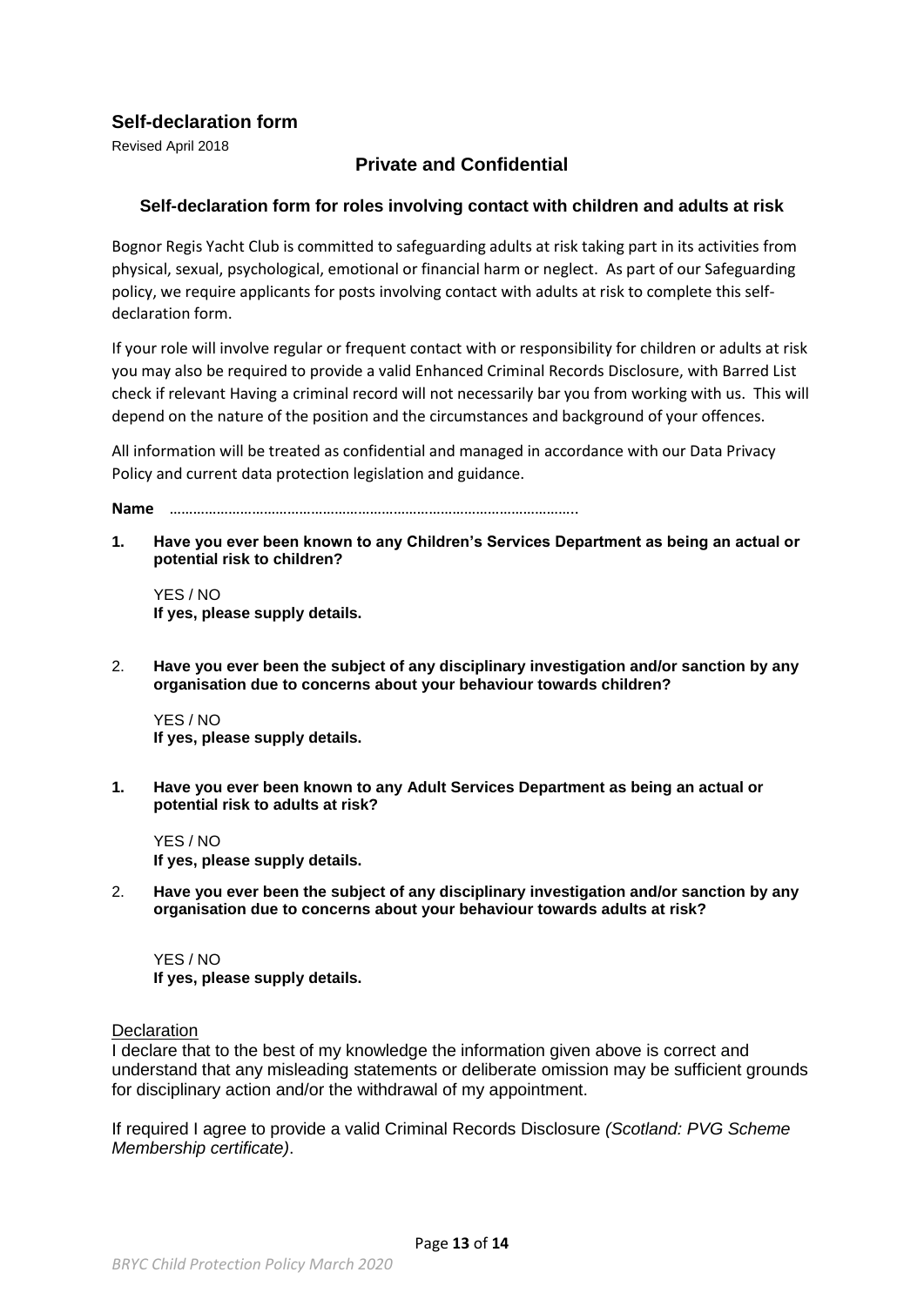## Self-declaration form

Revised April 2018

### Private and Confidential

#### Self-declaration form for roles involving contact with children and adults at risk

Bognor Regis Yacht Club is committed to safeguarding adults at risk taking part in its activities from physical, sexual, psychological, emotional or financial harm or neglect. As part of our Safeguarding policy, we require applicants for posts involving contact with adults at risk to complete this self-declaration form.

If your role will involve regular or frequent contact with or responsibility for children or adults at risk you may also be required to provide a valid Enhanced Criminal Records Disclosure, with Barred List check if relevant Having a criminal record will not necessarily bar you from working with us. This will depend on the nature of the position and the circumstances and background of your offences.

All information will be treated as confidential and managed in accordance with our Data Privacy Policy and current data protection legislation and guidance.

**Name** …………………………………………………………………………………………..

**1. Have you ever been known to any Children's Services Department as being an actual or potential risk to children?**

YES / NO
**If yes, please supply details.**

2. **Have you ever been the subject of any disciplinary investigation and/or sanction by any organisation due to concerns about your behaviour towards children?**

YES / NO
**If yes, please supply details.**

**1. Have you ever been known to any Adult Services Department as being an actual or potential risk to adults at risk?**

YES / NO
**If yes, please supply details.**

2. **Have you ever been the subject of any disciplinary investigation and/or sanction by any organisation due to concerns about your behaviour towards adults at risk?**

YES / NO
**If yes, please supply details.**

Declaration

I declare that to the best of my knowledge the information given above is correct and understand that any misleading statements or deliberate omission may be sufficient grounds for disciplinary action and/or the withdrawal of my appointment.

If required I agree to provide a valid Criminal Records Disclosure *(Scotland: PVG Scheme Membership certificate)*.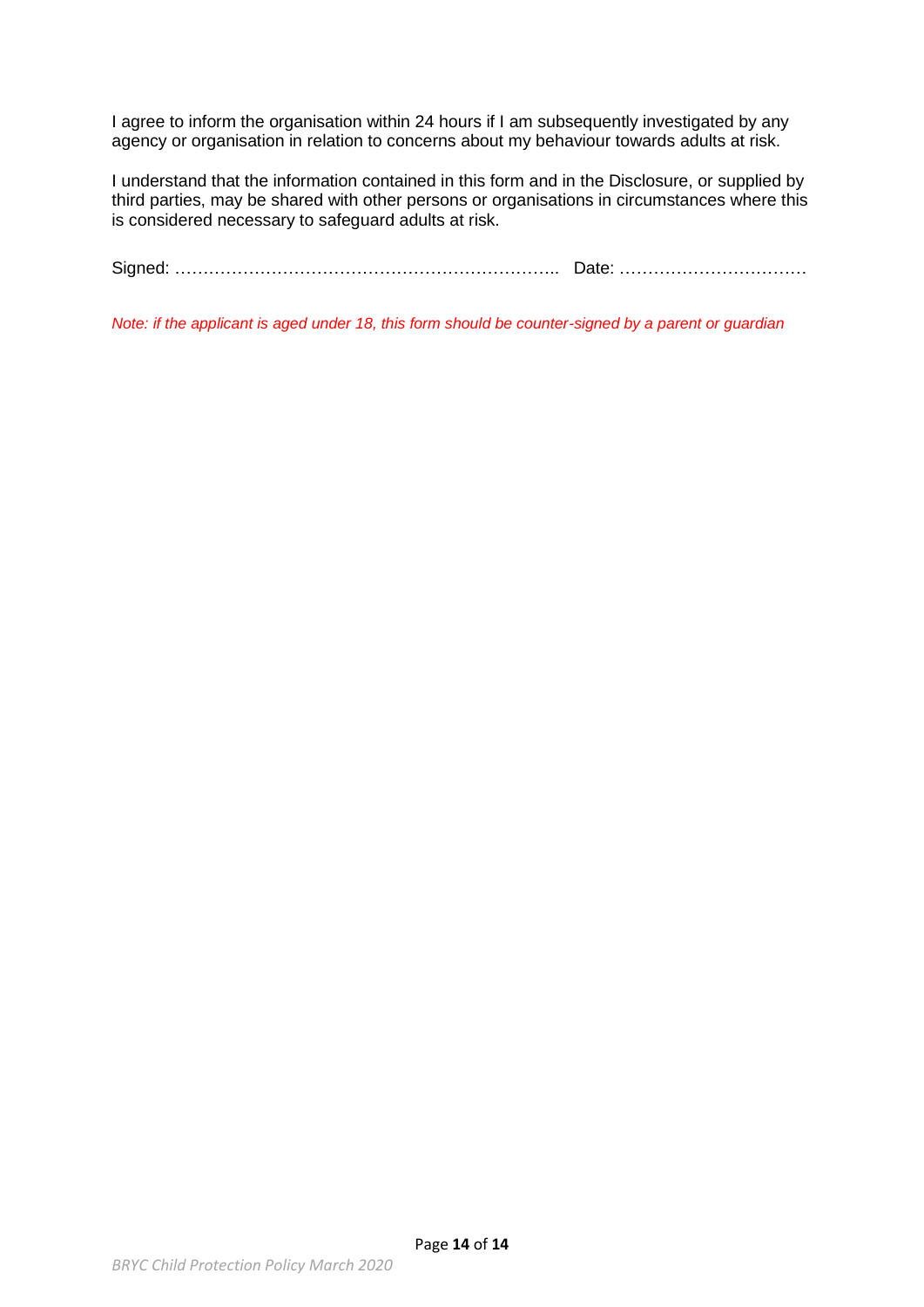I agree to inform the organisation within 24 hours if I am subsequently investigated by any agency or organisation in relation to concerns about my behaviour towards adults at risk.

I understand that the information contained in this form and in the Disclosure, or supplied by third parties, may be shared with other persons or organisations in circumstances where this is considered necessary to safeguard adults at risk.

Signed: ………………………………………………………….. Date: ……………………………

*Note: if the applicant is aged under 18, this form should be counter-signed by a parent or guardian*